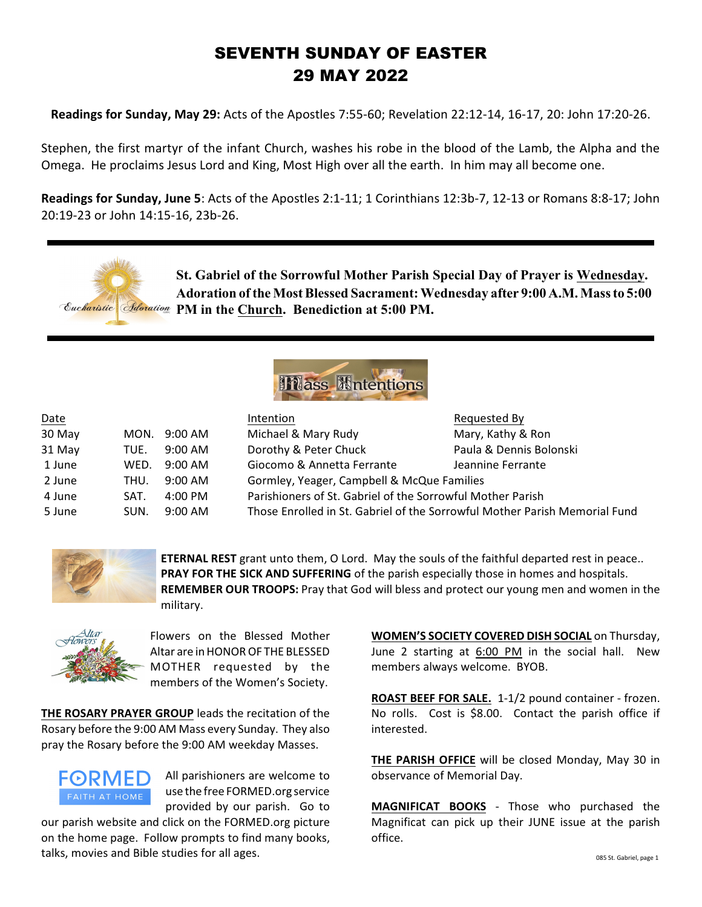# SEVENTH SUNDAY OF EASTER
# 29 MAY 2022

**Readings for Sunday, May 29:** Acts of the Apostles 7:55-60; Revelation 22:12-14, 16-17, 20: John 17:20-26.

Stephen, the first martyr of the infant Church, washes his robe in the blood of the Lamb, the Alpha and the Omega. He proclaims Jesus Lord and King, Most High over all the earth. In him may all become one.

**Readings for Sunday, June 5**: Acts of the Apostles 2:1-11; 1 Corinthians 12:3b-7, 12-13 or Romans 8:8-17; John 20:19-23 or John 14:15-16, 23b-26.

---

**St. Gabriel of the Sorrowful Mother Parish Special Day of Prayer is Wednesday. Adoration of the Most Blessed Sacrament: Wednesday after 9:00 A.M. Mass to 5:00 PM in the Church. Benediction at 5:00 PM.**

---

## Mass Intentions

| Date | | | Intention | Requested By |
|---|---|---|---|---|
| 30 May | MON. | 9:00 AM | Michael & Mary Rudy | Mary, Kathy & Ron |
| 31 May | TUE. | 9:00 AM | Dorothy & Peter Chuck | Paula & Dennis Bolonski |
| 1 June | WED. | 9:00 AM | Giocomo & Annetta Ferrante | Jeannine Ferrante |
| 2 June | THU. | 9:00 AM | Gormley, Yeager, Campbell & McQue Families | |
| 4 June | SAT. | 4:00 PM | Parishioners of St. Gabriel of the Sorrowful Mother Parish | |
| 5 June | SUN. | 9:00 AM | Those Enrolled in St. Gabriel of the Sorrowful Mother Parish Memorial Fund | |

**ETERNAL REST** grant unto them, O Lord. May the souls of the faithful departed rest in peace..
**PRAY FOR THE SICK AND SUFFERING** of the parish especially those in homes and hospitals.
**REMEMBER OUR TROOPS:** Pray that God will bless and protect our young men and women in the military.

Flowers on the Blessed Mother Altar are in HONOR OF THE BLESSED MOTHER requested by the members of the Women's Society.

**THE ROSARY PRAYER GROUP** leads the recitation of the Rosary before the 9:00 AM Mass every Sunday. They also pray the Rosary before the 9:00 AM weekday Masses.

All parishioners are welcome to use the free FORMED.org service provided by our parish. Go to our parish website and click on the FORMED.org picture on the home page. Follow prompts to find many books, talks, movies and Bible studies for all ages.

**WOMEN'S SOCIETY COVERED DISH SOCIAL** on Thursday, June 2 starting at 6:00 PM in the social hall. New members always welcome. BYOB.

**ROAST BEEF FOR SALE.** 1-1/2 pound container - frozen. No rolls. Cost is $8.00. Contact the parish office if interested.

**THE PARISH OFFICE** will be closed Monday, May 30 in observance of Memorial Day.

**MAGNIFICAT BOOKS** - Those who purchased the Magnificat can pick up their JUNE issue at the parish office.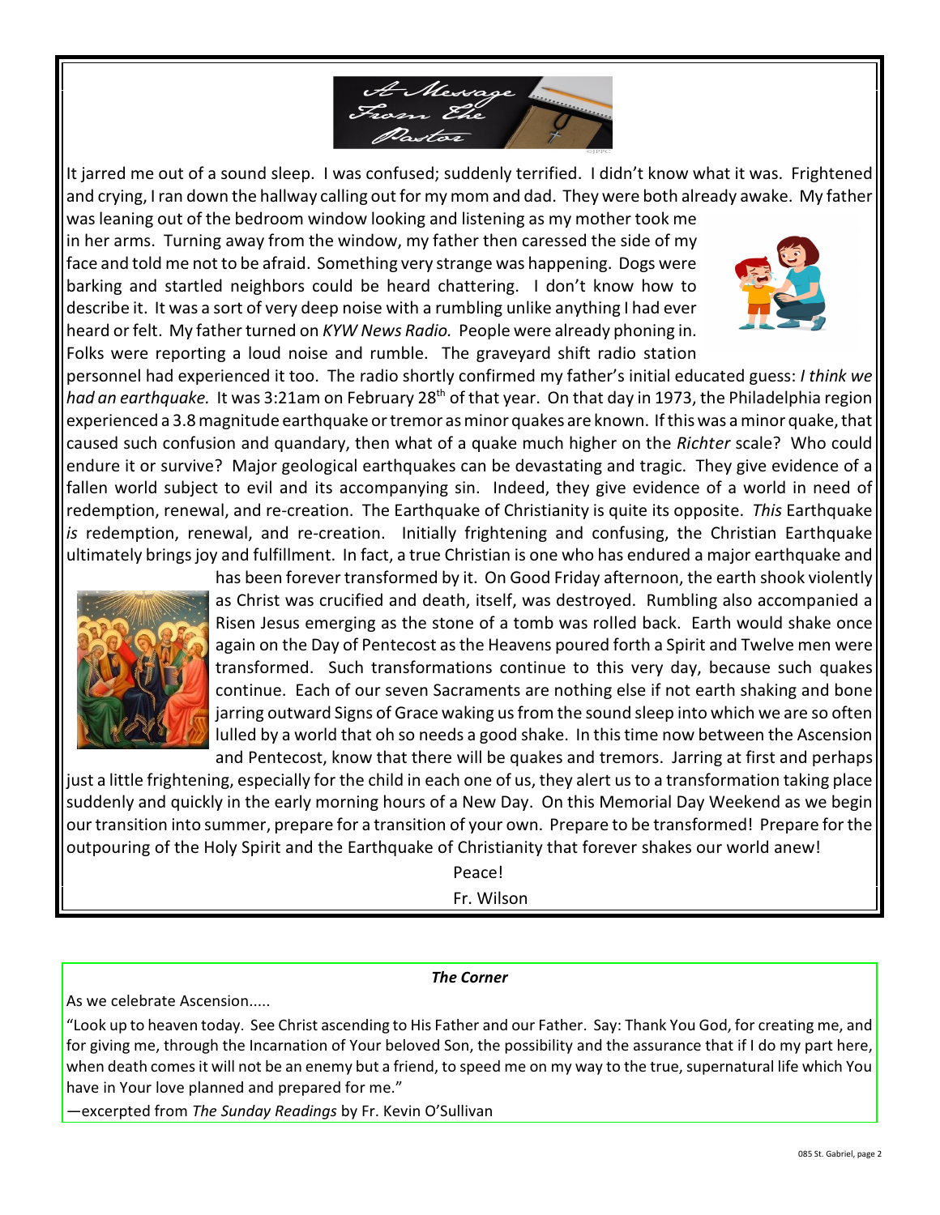## A Message From The Pastor

It jarred me out of a sound sleep. I was confused; suddenly terrified. I didn't know what it was. Frightened and crying, I ran down the hallway calling out for my mom and dad. They were both already awake. My father was leaning out of the bedroom window looking and listening as my mother took me in her arms. Turning away from the window, my father then caressed the side of my face and told me not to be afraid. Something very strange was happening. Dogs were barking and startled neighbors could be heard chattering. I don't know how to describe it. It was a sort of very deep noise with a rumbling unlike anything I had ever heard or felt. My father turned on *KYW News Radio.* People were already phoning in. Folks were reporting a loud noise and rumble. The graveyard shift radio station personnel had experienced it too. The radio shortly confirmed my father's initial educated guess: *I think we had an earthquake.* It was 3:21am on February 28th of that year. On that day in 1973, the Philadelphia region experienced a 3.8 magnitude earthquake or tremor as minor quakes are known. If this was a minor quake, that caused such confusion and quandary, then what of a quake much higher on the *Richter* scale? Who could endure it or survive? Major geological earthquakes can be devastating and tragic. They give evidence of a fallen world subject to evil and its accompanying sin. Indeed, they give evidence of a world in need of redemption, renewal, and re-creation. The Earthquake of Christianity is quite its opposite. *This* Earthquake *is* redemption, renewal, and re-creation. Initially frightening and confusing, the Christian Earthquake ultimately brings joy and fulfillment. In fact, a true Christian is one who has endured a major earthquake and has been forever transformed by it. On Good Friday afternoon, the earth shook violently as Christ was crucified and death, itself, was destroyed. Rumbling also accompanied a Risen Jesus emerging as the stone of a tomb was rolled back. Earth would shake once again on the Day of Pentecost as the Heavens poured forth a Spirit and Twelve men were transformed. Such transformations continue to this very day, because such quakes continue. Each of our seven Sacraments are nothing else if not earth shaking and bone jarring outward Signs of Grace waking us from the sound sleep into which we are so often lulled by a world that oh so needs a good shake. In this time now between the Ascension and Pentecost, know that there will be quakes and tremors. Jarring at first and perhaps just a little frightening, especially for the child in each one of us, they alert us to a transformation taking place suddenly and quickly in the early morning hours of a New Day. On this Memorial Day Weekend as we begin our transition into summer, prepare for a transition of your own. Prepare to be transformed! Prepare for the outpouring of the Holy Spirit and the Earthquake of Christianity that forever shakes our world anew!

Peace!

Fr. Wilson

---

***The Corner***

As we celebrate Ascension.....

"Look up to heaven today. See Christ ascending to His Father and our Father. Say: Thank You God, for creating me, and for giving me, through the Incarnation of Your beloved Son, the possibility and the assurance that if I do my part here, when death comes it will not be an enemy but a friend, to speed me on my way to the true, supernatural life which You have in Your love planned and prepared for me."

—excerpted from *The Sunday Readings* by Fr. Kevin O'Sullivan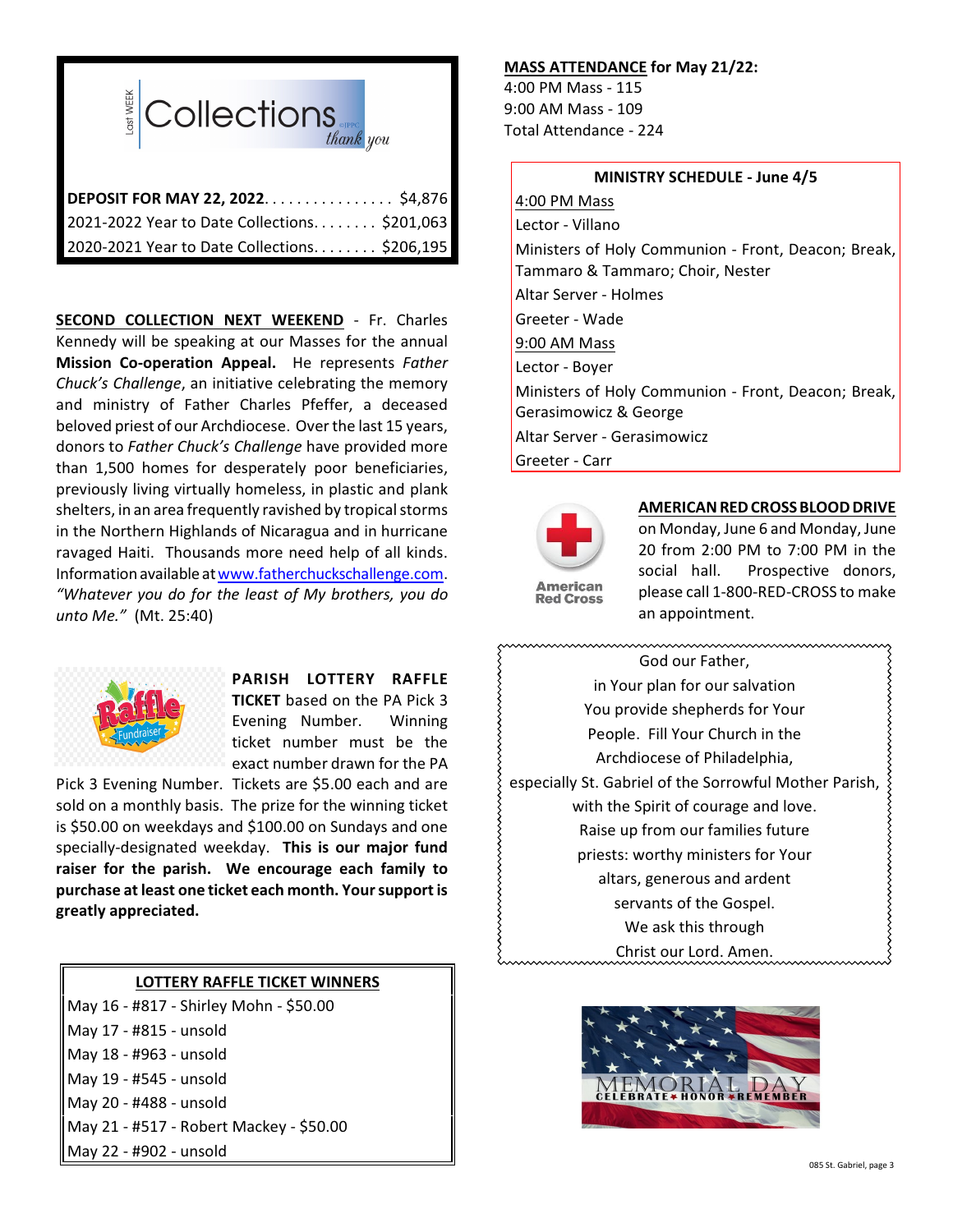## Collections

Last WEEK

*thank you*

| | |
|---|---|
| **DEPOSIT FOR MAY 22, 2022** | $4,876 |
| 2021-2022 Year to Date Collections | $201,063 |
| 2020-2021 Year to Date Collections | $206,195 |

**SECOND COLLECTION NEXT WEEKEND** - Fr. Charles Kennedy will be speaking at our Masses for the annual **Mission Co-operation Appeal.** He represents *Father Chuck's Challenge*, an initiative celebrating the memory and ministry of Father Charles Pfeffer, a deceased beloved priest of our Archdiocese. Over the last 15 years, donors to *Father Chuck's Challenge* have provided more than 1,500 homes for desperately poor beneficiaries, previously living virtually homeless, in plastic and plank shelters, in an area frequently ravished by tropical storms in the Northern Highlands of Nicaragua and in hurricane ravaged Haiti. Thousands more need help of all kinds. Information available at www.fatherchuckschallenge.com. *"Whatever you do for the least of My brothers, you do unto Me."* (Mt. 25:40)

**PARISH LOTTERY RAFFLE TICKET** based on the PA Pick 3 Evening Number. Winning ticket number must be the exact number drawn for the PA Pick 3 Evening Number. Tickets are $5.00 each and are sold on a monthly basis. The prize for the winning ticket is $50.00 on weekdays and $100.00 on Sundays and one specially-designated weekday. **This is our major fund raiser for the parish. We encourage each family to purchase at least one ticket each month. Your support is greatly appreciated.**

**LOTTERY RAFFLE TICKET WINNERS**

- May 16 - #817 - Shirley Mohn - $50.00
- May 17 - #815 - unsold
- May 18 - #963 - unsold
- May 19 - #545 - unsold
- May 20 - #488 - unsold
- May 21 - #517 - Robert Mackey - $50.00
- May 22 - #902 - unsold

**MASS ATTENDANCE for May 21/22:**

4:00 PM Mass - 115
9:00 AM Mass - 109
Total Attendance - 224

**MINISTRY SCHEDULE - June 4/5**

4:00 PM Mass

Lector - Villano

Ministers of Holy Communion - Front, Deacon; Break, Tammaro & Tammaro; Choir, Nester

Altar Server - Holmes

Greeter - Wade

9:00 AM Mass

Lector - Boyer

Ministers of Holy Communion - Front, Deacon; Break, Gerasimowicz & George

Altar Server - Gerasimowicz

Greeter - Carr

**AMERICAN RED CROSS BLOOD DRIVE** on Monday, June 6 and Monday, June 20 from 2:00 PM to 7:00 PM in the social hall. Prospective donors, please call 1-800-RED-CROSS to make an appointment.

God our Father,
in Your plan for our salvation
You provide shepherds for Your
People. Fill Your Church in the
Archdiocese of Philadelphia,
especially St. Gabriel of the Sorrowful Mother Parish,
with the Spirit of courage and love.
Raise up from our families future
priests: worthy ministers for Your
altars, generous and ardent
servants of the Gospel.
We ask this through
Christ our Lord. Amen.

MEMORIAL DAY
CELEBRATE ★ HONOR ★ REMEMBER